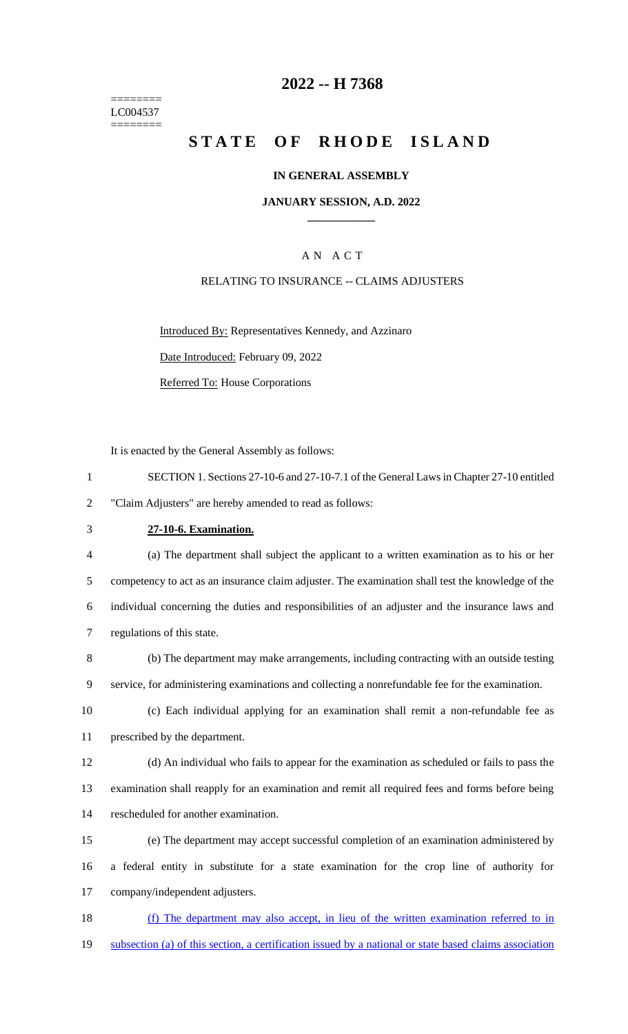========
LC004537
========

# 2022 -- H 7368

# STATE OF RHODE ISLAND

**IN GENERAL ASSEMBLY**

**JANUARY SESSION, A.D. 2022**

A N A C T

RELATING TO INSURANCE -- CLAIMS ADJUSTERS

Introduced By: Representatives Kennedy, and Azzinaro

Date Introduced: February 09, 2022

Referred To: House Corporations

It is enacted by the General Assembly as follows:

1 SECTION 1. Sections 27-10-6 and 27-10-7.1 of the General Laws in Chapter 27-10 entitled
2 "Claim Adjusters" are hereby amended to read as follows:

3 **27-10-6. Examination.**

4 (a) The department shall subject the applicant to a written examination as to his or her
5 competency to act as an insurance claim adjuster. The examination shall test the knowledge of the
6 individual concerning the duties and responsibilities of an adjuster and the insurance laws and
7 regulations of this state.

8 (b) The department may make arrangements, including contracting with an outside testing
9 service, for administering examinations and collecting a nonrefundable fee for the examination.

10 (c) Each individual applying for an examination shall remit a non-refundable fee as
11 prescribed by the department.

12 (d) An individual who fails to appear for the examination as scheduled or fails to pass the
13 examination shall reapply for an examination and remit all required fees and forms before being
14 rescheduled for another examination.

15 (e) The department may accept successful completion of an examination administered by
16 a federal entity in substitute for a state examination for the crop line of authority for
17 company/independent adjusters.

18 <u>(f) The department may also accept, in lieu of the written examination referred to in</u>
19 <u>subsection (a) of this section, a certification issued by a national or state based claims association</u>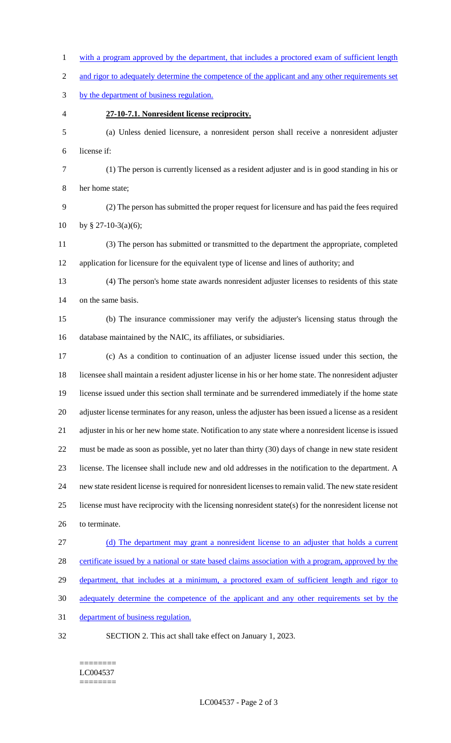with a program approved by the department, that includes a proctored exam of sufficient length and rigor to adequately determine the competence of the applicant and any other requirements set by the department of business regulation.

**27-10-7.1. Nonresident license reciprocity.**

(a) Unless denied licensure, a nonresident person shall receive a nonresident adjuster license if:

(1) The person is currently licensed as a resident adjuster and is in good standing in his or her home state;

(2) The person has submitted the proper request for licensure and has paid the fees required by § 27-10-3(a)(6);

(3) The person has submitted or transmitted to the department the appropriate, completed application for licensure for the equivalent type of license and lines of authority; and

(4) The person's home state awards nonresident adjuster licenses to residents of this state on the same basis.

(b) The insurance commissioner may verify the adjuster's licensing status through the database maintained by the NAIC, its affiliates, or subsidiaries.

(c) As a condition to continuation of an adjuster license issued under this section, the licensee shall maintain a resident adjuster license in his or her home state. The nonresident adjuster license issued under this section shall terminate and be surrendered immediately if the home state adjuster license terminates for any reason, unless the adjuster has been issued a license as a resident adjuster in his or her new home state. Notification to any state where a nonresident license is issued must be made as soon as possible, yet no later than thirty (30) days of change in new state resident license. The licensee shall include new and old addresses in the notification to the department. A new state resident license is required for nonresident licenses to remain valid. The new state resident license must have reciprocity with the licensing nonresident state(s) for the nonresident license not to terminate.

(d) The department may grant a nonresident license to an adjuster that holds a current certificate issued by a national or state based claims association with a program, approved by the department, that includes at a minimum, a proctored exam of sufficient length and rigor to adequately determine the competence of the applicant and any other requirements set by the department of business regulation.

SECTION 2. This act shall take effect on January 1, 2023.

========
LC004537
========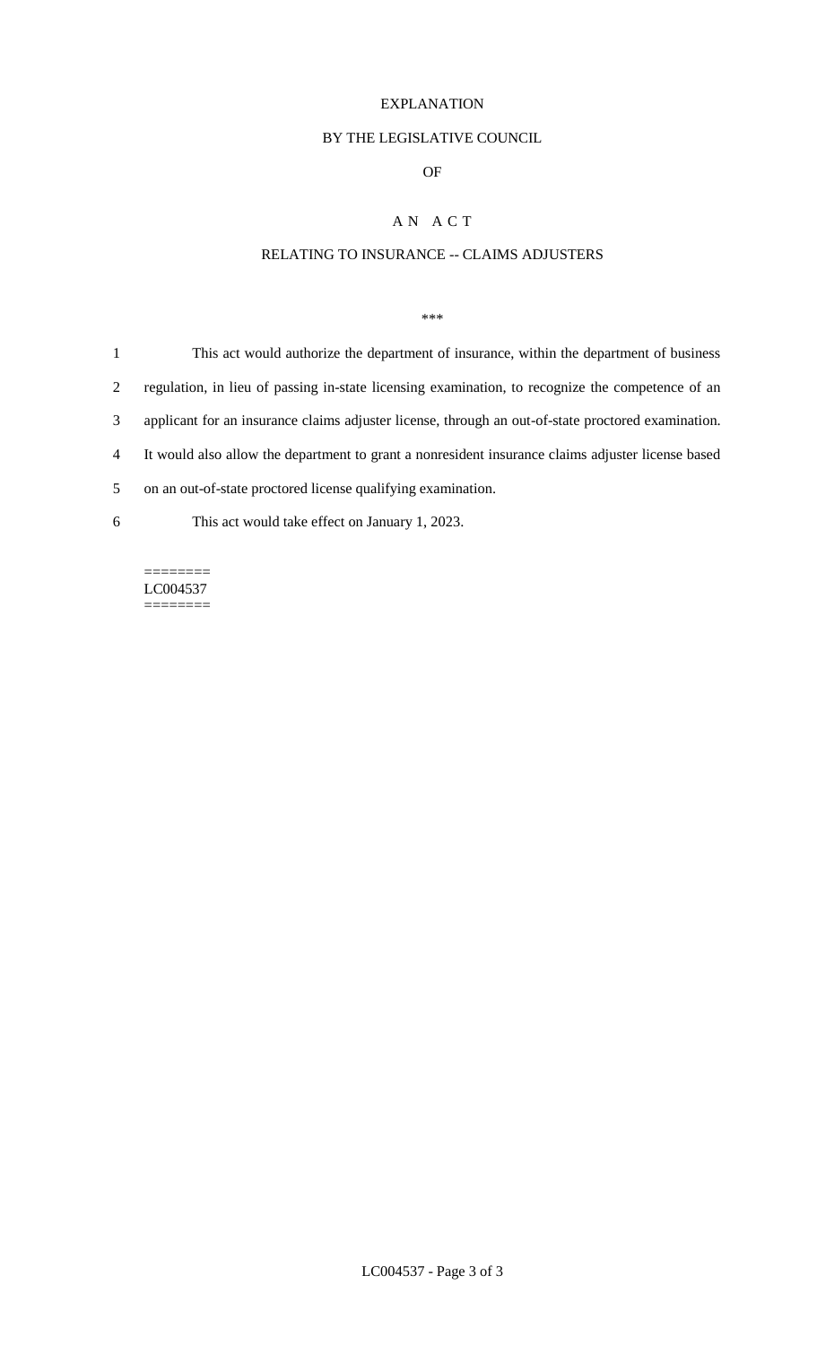EXPLANATION

BY THE LEGISLATIVE COUNCIL

OF

A N A C T

RELATING TO INSURANCE -- CLAIMS ADJUSTERS

\*\*\*

This act would authorize the department of insurance, within the department of business regulation, in lieu of passing in-state licensing examination, to recognize the competence of an applicant for an insurance claims adjuster license, through an out-of-state proctored examination. It would also allow the department to grant a nonresident insurance claims adjuster license based on an out-of-state proctored license qualifying examination.

This act would take effect on January 1, 2023.

========
LC004537
========